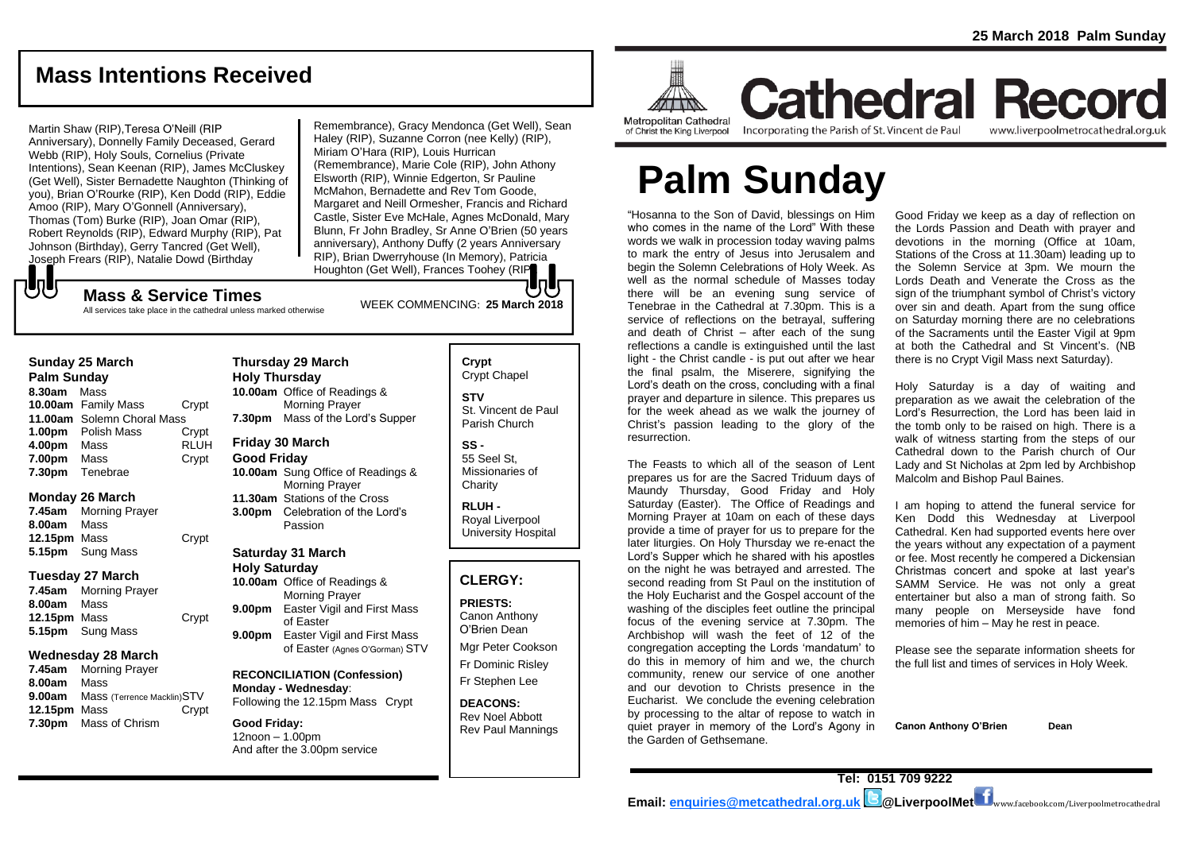# Mass Intentions Received

Martin Shaw (RIP),Teresa O'Neill (RIP Anniversary), Donnelly Family Deceased, Gerard Webb (RIP), Holy Souls, Cornelius (Private Intentions), Sean Keenan (RIP), James McCluskey (Get Well), Sister Bernadette Naughton (Thinking of you), Brian O'Rourke (RIP), Ken Dodd (RIP), Eddie Amoo (RIP), Mary O'Gonnell (Anniversary), Thomas (Tom) Burke (RIP), Joan Omar (RIP), Robert Reynolds (RIP), Edward Murphy (RIP), Pat Johnson (Birthday), Gerry Tancred (Get Well), Joseph Frears (RIP), Natalie Dowd (Birthday Remembrance), Gracy Mendonca (Get Well), Sean Haley (RIP), Suzanne Corron (nee Kelly) (RIP), Miriam O'Hara (RIP), Louis Hurrican (Remembrance), Marie Cole (RIP), John Athony Elsworth (RIP), Winnie Edgerton, Sr Pauline McMahon, Bernadette and Rev Tom Goode, Margaret and Neill Ormesher, Francis and Richard Castle, Sister Eve McHale, Agnes McDonald, Mary Blunn, Fr John Bradley, Sr Anne O'Brien (50 years anniversary), Anthony Duffy (2 years Anniversary RIP), Brian Dwerryhouse (In Memory), Patricia Houghton (Get Well), Frances Toohey (RIP)

## Mass & Service Times

All services take place in the cathedral unless marked otherwise

WEEK COMMENCING: **25 March 2018**

### Sunday 25 March
**Palm Sunday**

**8.30am** Mass
**10.00am** Family Mass — Crypt
**11.00am** Solemn Choral Mass
**1.00pm** Polish Mass — Crypt
**4.00pm** Mass — RLUH
**7.00pm** Mass — Crypt
**7.30pm** Tenebrae

### Monday 26 March

**7.45am** Morning Prayer
**8.00am** Mass
**12.15pm** Mass — Crypt
**5.15pm** Sung Mass

### Tuesday 27 March

**7.45am** Morning Prayer
**8.00am** Mass
**12.15pm** Mass — Crypt
**5.15pm** Sung Mass

### Wednesday 28 March

**7.45am** Morning Prayer
**8.00am** Mass
**9.00am** Mass (Terrence Macklin) — STV
**12.15pm** Mass — Crypt
**7.30pm** Mass of Chrism

### Thursday 29 March
**Holy Thursday**

**10.00am** Office of Readings & Morning Prayer
**7.30pm** Mass of the Lord's Supper

### Friday 30 March
**Good Friday**

**10.00am** Sung Office of Readings & Morning Prayer
**11.30am** Stations of the Cross
**3.00pm** Celebration of the Lord's Passion

### Saturday 31 March
**Holy Saturday**

**10.00am** Office of Readings & Morning Prayer
**9.00pm** Easter Vigil and First Mass of Easter
**9.00pm** Easter Vigil and First Mass of Easter (Agnes O'Gorman) STV

**RECONCILIATION (Confession)**
**Monday - Wednesday**:
Following the 12.15pm Mass Crypt

**Good Friday:**
12noon – 1.00pm
And after the 3.00pm service

**Crypt**
Crypt Chapel

**STV**
St. Vincent de Paul Parish Church

**SS -**
55 Seel St, Missionaries of Charity

**RLUH -**
Royal Liverpool University Hospital

## CLERGY:

**PRIESTS:**
Canon Anthony O'Brien Dean
Mgr Peter Cookson
Fr Dominic Risley
Fr Stephen Lee

**DEACONS:**
Rev Noel Abbott
Rev Paul Mannings

**25 March 2018 Palm Sunday**

Metropolitan Cathedral of Christ the King Liverpool

# Cathedral Record

Incorporating the Parish of St. Vincent de Paul — www.liverpoolmetrocathedral.org.uk

# Palm Sunday

"Hosanna to the Son of David, blessings on Him who comes in the name of the Lord" With these words we walk in procession today waving palms to mark the entry of Jesus into Jerusalem and begin the Solemn Celebrations of Holy Week. As well as the normal schedule of Masses today there will be an evening sung service of Tenebrae in the Cathedral at 7.30pm. This is a service of reflections on the betrayal, suffering and death of Christ – after each of the sung reflections a candle is extinguished until the last light - the Christ candle - is put out after we hear the final psalm, the Miserere, signifying the Lord's death on the cross, concluding with a final prayer and departure in silence. This prepares us for the week ahead as we walk the journey of Christ's passion leading to the glory of the resurrection.

The Feasts to which all of the season of Lent prepares us for are the Sacred Triduum days of Maundy Thursday, Good Friday and Holy Saturday (Easter). The Office of Readings and Morning Prayer at 10am on each of these days provide a time of prayer for us to prepare for the later liturgies. On Holy Thursday we re-enact the Lord's Supper which he shared with his apostles on the night he was betrayed and arrested. The second reading from St Paul on the institution of the Holy Eucharist and the Gospel account of the washing of the disciples feet outline the principal focus of the evening service at 7.30pm. The Archbishop will wash the feet of 12 of the congregation accepting the Lords 'mandatum' to do this in memory of him and we, the church community, renew our service of one another and our devotion to Christs presence in the Eucharist. We conclude the evening celebration by processing to the altar of repose to watch in quiet prayer in memory of the Lord's Agony in the Garden of Gethsemane.

Good Friday we keep as a day of reflection on the Lords Passion and Death with prayer and devotions in the morning (Office at 10am, Stations of the Cross at 11.30am) leading up to the Solemn Service at 3pm. We mourn the Lords Death and Venerate the Cross as the sign of the triumphant symbol of Christ's victory over sin and death. Apart from the sung office on Saturday morning there are no celebrations of the Sacraments until the Easter Vigil at 9pm at both the Cathedral and St Vincent's. (NB there is no Crypt Vigil Mass next Saturday).

Holy Saturday is a day of waiting and preparation as we await the celebration of the Lord's Resurrection, the Lord has been laid in the tomb only to be raised on high. There is a walk of witness starting from the steps of our Cathedral down to the Parish church of Our Lady and St Nicholas at 2pm led by Archbishop Malcolm and Bishop Paul Baines.

I am hoping to attend the funeral service for Ken Dodd this Wednesday at Liverpool Cathedral. Ken had supported events here over the years without any expectation of a payment or fee. Most recently he compered a Dickensian Christmas concert and spoke at last year's SAMM Service. He was not only a great entertainer but also a man of strong faith. So many people on Merseyside have fond memories of him – May he rest in peace.

Please see the separate information sheets for the full list and times of services in Holy Week.

**Canon Anthony O'Brien Dean**

**Tel: 0151 709 9222**
**Email: enquiries@metcathedral.org.uk @LiverpoolMet** www.facebook.com/Liverpoolmetrocathedral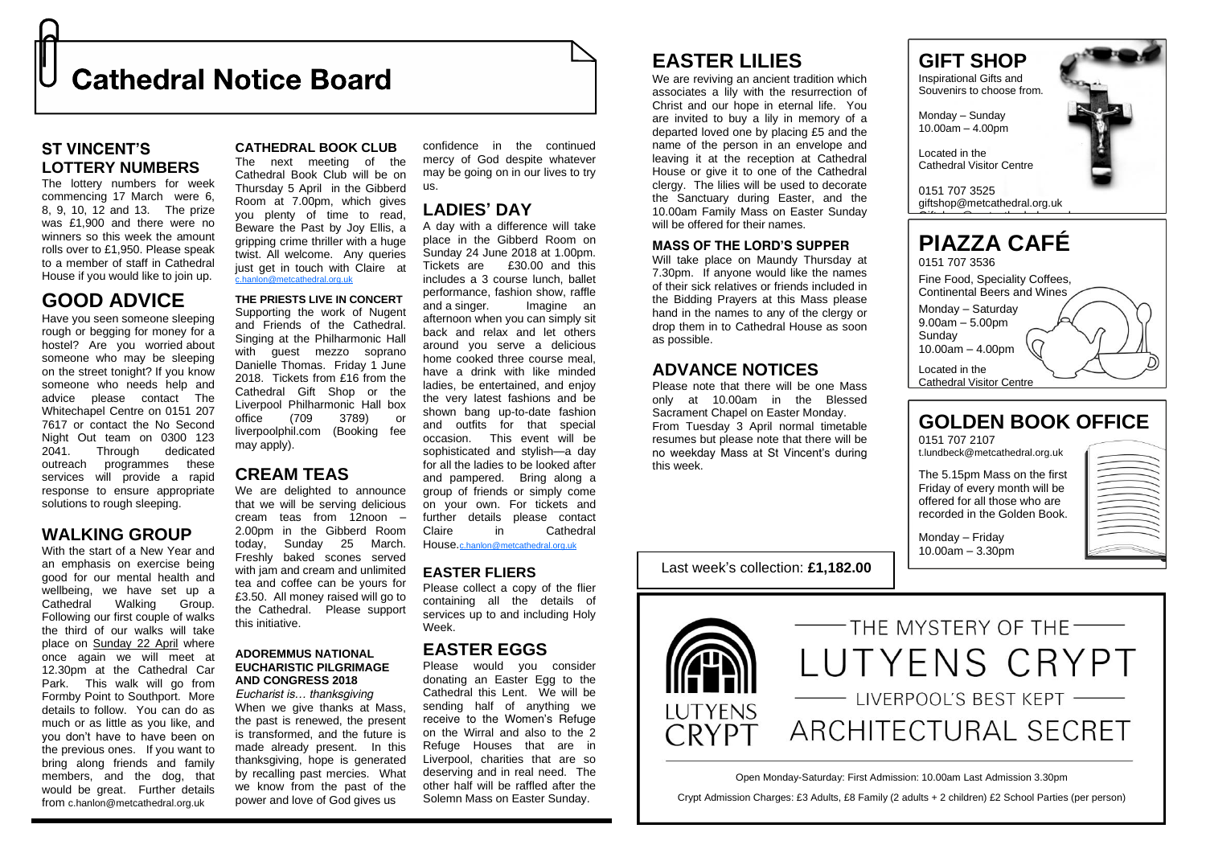# Cathedral Notice Board

## ST VINCENT'S LOTTERY NUMBERS

The lottery numbers for week commencing 17 March were 6, 8, 9, 10, 12 and 13. The prize was £1,900 and there were no winners so this week the amount rolls over to £1,950. Please speak to a member of staff in Cathedral House if you would like to join up.

## GOOD ADVICE

Have you seen someone sleeping rough or begging for money for a hostel? Are you worried about someone who may be sleeping on the street tonight? If you know someone who needs help and advice please contact The Whitechapel Centre on 0151 207 7617 or contact the No Second Night Out team on 0300 123 2041. Through dedicated outreach programmes these services will provide a rapid response to ensure appropriate solutions to rough sleeping.

## WALKING GROUP

With the start of a New Year and an emphasis on exercise being good for our mental health and wellbeing, we have set up a Cathedral Walking Group. Following our first couple of walks the third of our walks will take place on Sunday 22 April where once again we will meet at 12.30pm at the Cathedral Car Park. This walk will go from Formby Point to Southport. More details to follow. You can do as much or as little as you like, and you don't have to have been on the previous ones. If you want to bring along friends and family members, and the dog, that would be great. Further details from c.hanlon@metcathedral.org.uk

### CATHEDRAL BOOK CLUB

The next meeting of the Cathedral Book Club will be on Thursday 5 April in the Gibberd Room at 7.00pm, which gives you plenty of time to read, Beware the Past by Joy Ellis, a gripping crime thriller with a huge twist. All welcome. Any queries just get in touch with Claire at c.hanlon@metcathedral.org.uk

### THE PRIESTS LIVE IN CONCERT

Supporting the work of Nugent and Friends of the Cathedral. Singing at the Philharmonic Hall with guest mezzo soprano Danielle Thomas. Friday 1 June 2018. Tickets from £16 from the Cathedral Gift Shop or the Liverpool Philharmonic Hall box office (709 3789) or liverpoolphil.com (Booking fee may apply).

## CREAM TEAS

We are delighted to announce that we will be serving delicious cream teas from 12noon – 2.00pm in the Gibberd Room today, Sunday 25 March. Freshly baked scones served with jam and cream and unlimited tea and coffee can be yours for £3.50. All money raised will go to the Cathedral. Please support this initiative.

### ADOREMMUS NATIONAL EUCHARISTIC PILGRIMAGE AND CONGRESS 2018

*Eucharist is… thanksgiving*

When we give thanks at Mass, the past is renewed, the present is transformed, and the future is made already present. In this thanksgiving, hope is generated by recalling past mercies. What we know from the past of the power and love of God gives us confidence in the continued mercy of God despite whatever may be going on in our lives to try us.

## LADIES' DAY

A day with a difference will take place in the Gibberd Room on Sunday 24 June 2018 at 1.00pm. Tickets are £30.00 and this includes a 3 course lunch, ballet performance, fashion show, raffle and a singer. Imagine an afternoon when you can simply sit back and relax and let others around you serve a delicious home cooked three course meal, have a drink with like minded ladies, be entertained, and enjoy the very latest fashions and be shown bang up-to-date fashion and outfits for that special occasion. This event will be sophisticated and stylish—a day for all the ladies to be looked after and pampered. Bring along a group of friends or simply come on your own. For tickets and further details please contact Claire in Cathedral House. c.hanlon@metcathedral.org.uk

### EASTER FLIERS

Please collect a copy of the flier containing all the details of services up to and including Holy Week.

## EASTER EGGS

Please would you consider donating an Easter Egg to the Cathedral this Lent. We will be sending half of anything we receive to the Women's Refuge on the Wirral and also to the 2 Refuge Houses that are in Liverpool, charities that are so deserving and in real need. The other half will be raffled after the Solemn Mass on Easter Sunday.

## EASTER LILIES

We are reviving an ancient tradition which associates a lily with the resurrection of Christ and our hope in eternal life. You are invited to buy a lily in memory of a departed loved one by placing £5 and the name of the person in an envelope and leaving it at the reception at Cathedral House or give it to one of the Cathedral clergy. The lilies will be used to decorate the Sanctuary during Easter, and the 10.00am Family Mass on Easter Sunday will be offered for their names.

### MASS OF THE LORD'S SUPPER

Will take place on Maundy Thursday at 7.30pm. If anyone would like the names of their sick relatives or friends included in the Bidding Prayers at this Mass please hand in the names to any of the clergy or drop them in to Cathedral House as soon as possible.

## ADVANCE NOTICES

Please note that there will be one Mass only at 10.00am in the Blessed Sacrament Chapel on Easter Monday.
From Tuesday 3 April normal timetable resumes but please note that there will be no weekday Mass at St Vincent's during this week.

Last week's collection: **£1,182.00**

## GIFT SHOP

Inspirational Gifts and Souvenirs to choose from.

Monday – Sunday
10.00am – 4.00pm

Located in the Cathedral Visitor Centre

0151 707 3525
giftshop@metcathedral.org.uk

## PIAZZA CAFÉ

0151 707 3536

Fine Food, Speciality Coffees, Continental Beers and Wines

Monday – Saturday
9.00am – 5.00pm
Sunday
10.00am – 4.00pm

Located in the Cathedral Visitor Centre

## GOLDEN BOOK OFFICE

0151 707 2107
t.lundbeck@metcathedral.org.uk

The 5.15pm Mass on the first Friday of every month will be offered for all those who are recorded in the Golden Book.

Monday – Friday
10.00am – 3.30pm

LUTYENS CRYPT

THE MYSTERY OF THE LUTYENS CRYPT — LIVERPOOL'S BEST KEPT — ARCHITECTURAL SECRET

Open Monday-Saturday: First Admission: 10.00am Last Admission 3.30pm

Crypt Admission Charges: £3 Adults, £8 Family (2 adults + 2 children) £2 School Parties (per person)